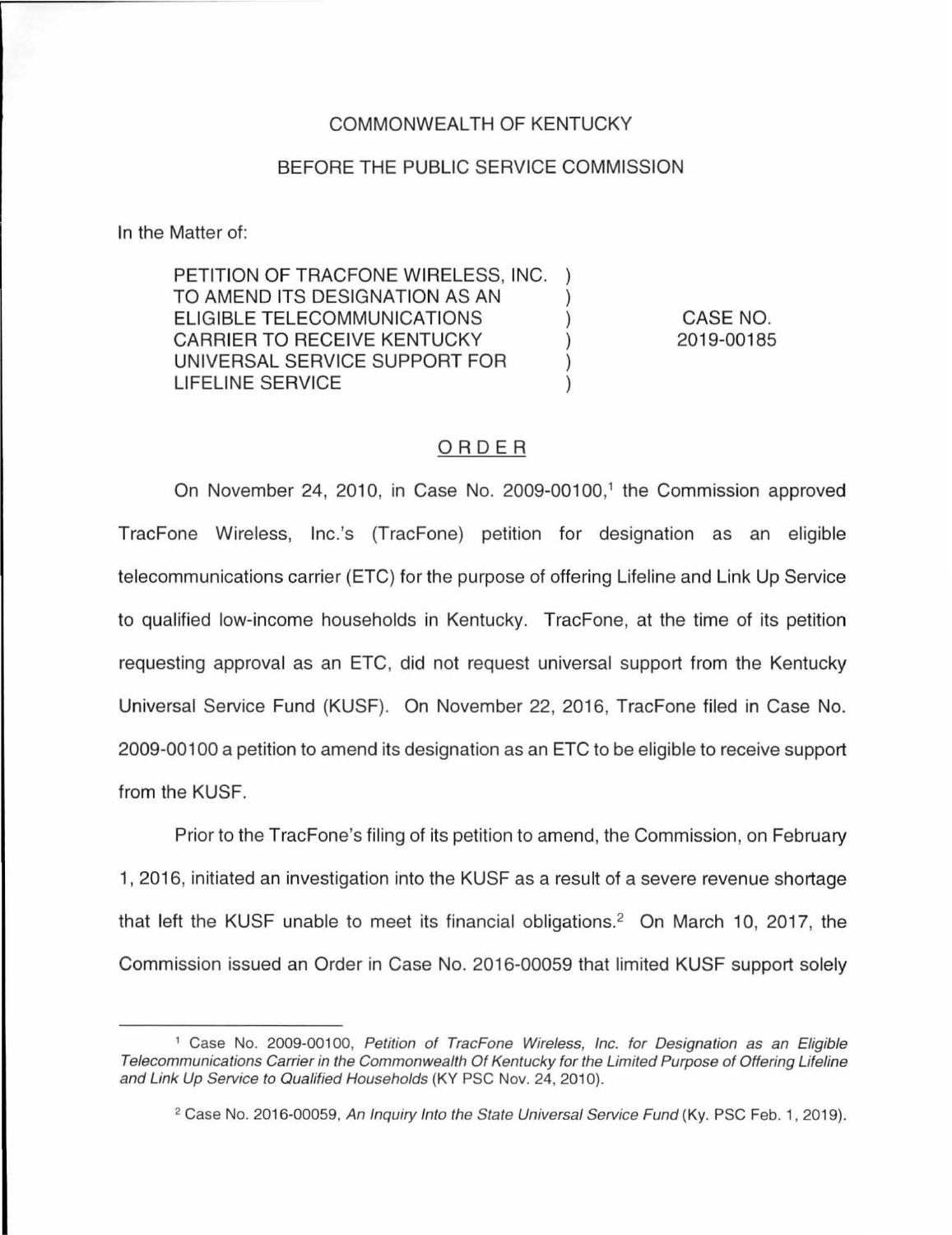COMMONWEALTH OF KENTUCKY

BEFORE THE PUBLIC SERVICE COMMISSION

In the Matter of:

| | | |
|---|---|---|
| PETITION OF TRACFONE WIRELESS, INC. TO AMEND ITS DESIGNATION AS AN ELIGIBLE TELECOMMUNICATIONS CARRIER TO RECEIVE KENTUCKY UNIVERSAL SERVICE SUPPORT FOR LIFELINE SERVICE | ) | CASE NO. 2019-00185 |

ORDER

On November 24, 2010, in Case No. 2009-00100,[1] the Commission approved TracFone Wireless, Inc.'s (TracFone) petition for designation as an eligible telecommunications carrier (ETC) for the purpose of offering Lifeline and Link Up Service to qualified low-income households in Kentucky. TracFone, at the time of its petition requesting approval as an ETC, did not request universal support from the Kentucky Universal Service Fund (KUSF). On November 22, 2016, TracFone filed in Case No. 2009-00100 a petition to amend its designation as an ETC to be eligible to receive support from the KUSF.

Prior to the TracFone's filing of its petition to amend, the Commission, on February 1, 2016, initiated an investigation into the KUSF as a result of a severe revenue shortage that left the KUSF unable to meet its financial obligations.[2] On March 10, 2017, the Commission issued an Order in Case No. 2016-00059 that limited KUSF support solely

---

[1] Case No. 2009-00100, *Petition of TracFone Wireless, Inc. for Designation as an Eligible Telecommunications Carrier in the Commonwealth Of Kentucky for the Limited Purpose of Offering Lifeline and Link Up Service to Qualified Households* (KY PSC Nov. 24, 2010).

[2] Case No. 2016-00059, *An Inquiry Into the State Universal Service Fund* (Ky. PSC Feb. 1, 2019).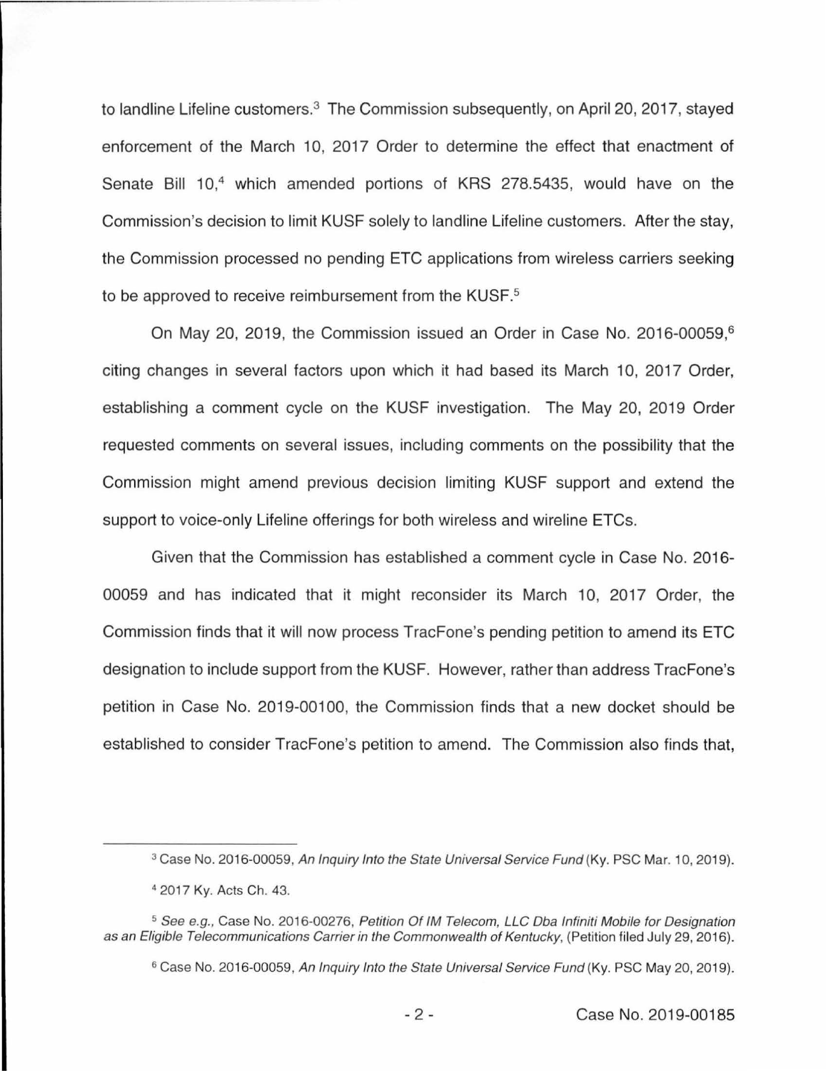to landline Lifeline customers.[3] The Commission subsequently, on April 20, 2017, stayed enforcement of the March 10, 2017 Order to determine the effect that enactment of Senate Bill 10,[4] which amended portions of KRS 278.5435, would have on the Commission's decision to limit KUSF solely to landline Lifeline customers. After the stay, the Commission processed no pending ETC applications from wireless carriers seeking to be approved to receive reimbursement from the KUSF.[5]

On May 20, 2019, the Commission issued an Order in Case No. 2016-00059,[6] citing changes in several factors upon which it had based its March 10, 2017 Order, establishing a comment cycle on the KUSF investigation. The May 20, 2019 Order requested comments on several issues, including comments on the possibility that the Commission might amend previous decision limiting KUSF support and extend the support to voice-only Lifeline offerings for both wireless and wireline ETCs.

Given that the Commission has established a comment cycle in Case No. 2016-00059 and has indicated that it might reconsider its March 10, 2017 Order, the Commission finds that it will now process TracFone's pending petition to amend its ETC designation to include support from the KUSF. However, rather than address TracFone's petition in Case No. 2019-00100, the Commission finds that a new docket should be established to consider TracFone's petition to amend. The Commission also finds that,

---

[3] Case No. 2016-00059, *An Inquiry Into the State Universal Service Fund* (Ky. PSC Mar. 10, 2019).

[4] 2017 Ky. Acts Ch. 43.

[5] *See e.g.,* Case No. 2016-00276, *Petition Of IM Telecom, LLC Dba Infiniti Mobile for Designation as an Eligible Telecommunications Carrier in the Commonwealth of Kentucky*, (Petition filed July 29, 2016).

[6] Case No. 2016-00059, *An Inquiry Into the State Universal Service Fund* (Ky. PSC May 20, 2019).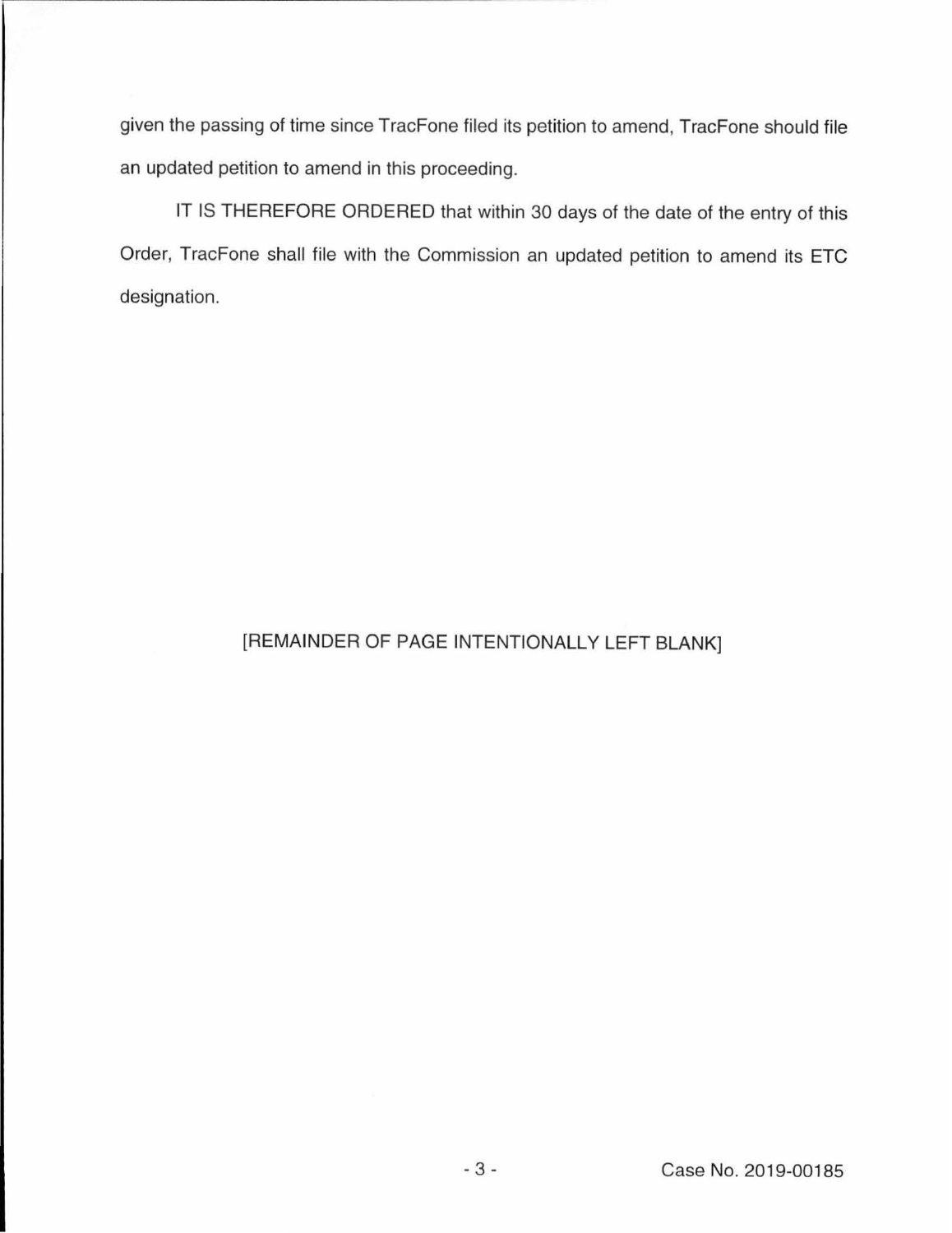given the passing of time since TracFone filed its petition to amend, TracFone should file an updated petition to amend in this proceeding.

IT IS THEREFORE ORDERED that within 30 days of the date of the entry of this Order, TracFone shall file with the Commission an updated petition to amend its ETC designation.

[REMAINDER OF PAGE INTENTIONALLY LEFT BLANK]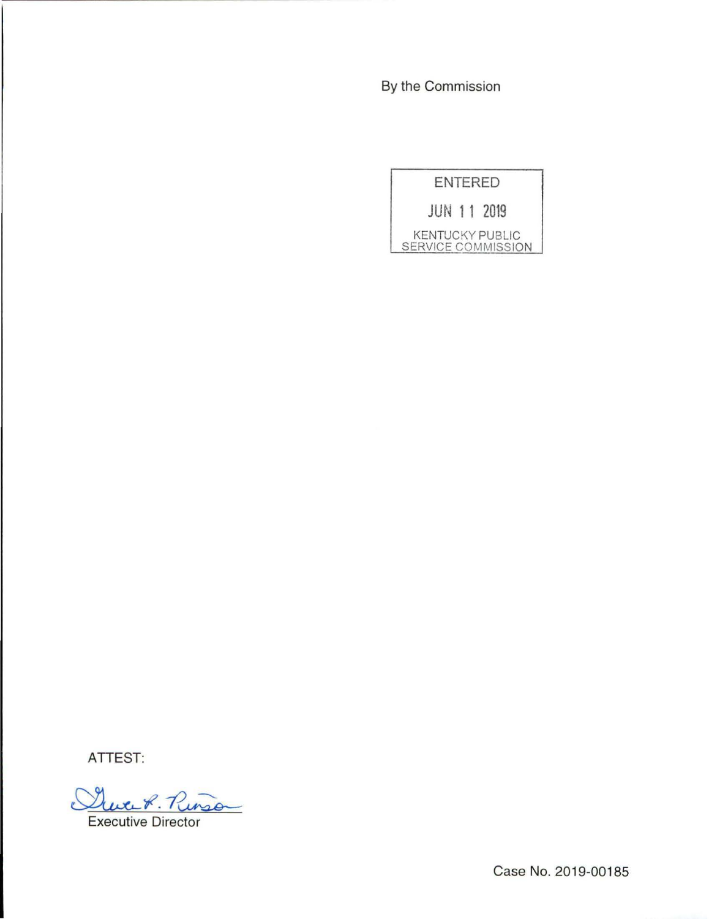By the Commission

ENTERED

JUN 11 2019

KENTUCKY PUBLIC SERVICE COMMISSION

ATTEST:

Executive Director

Case No. 2019-00185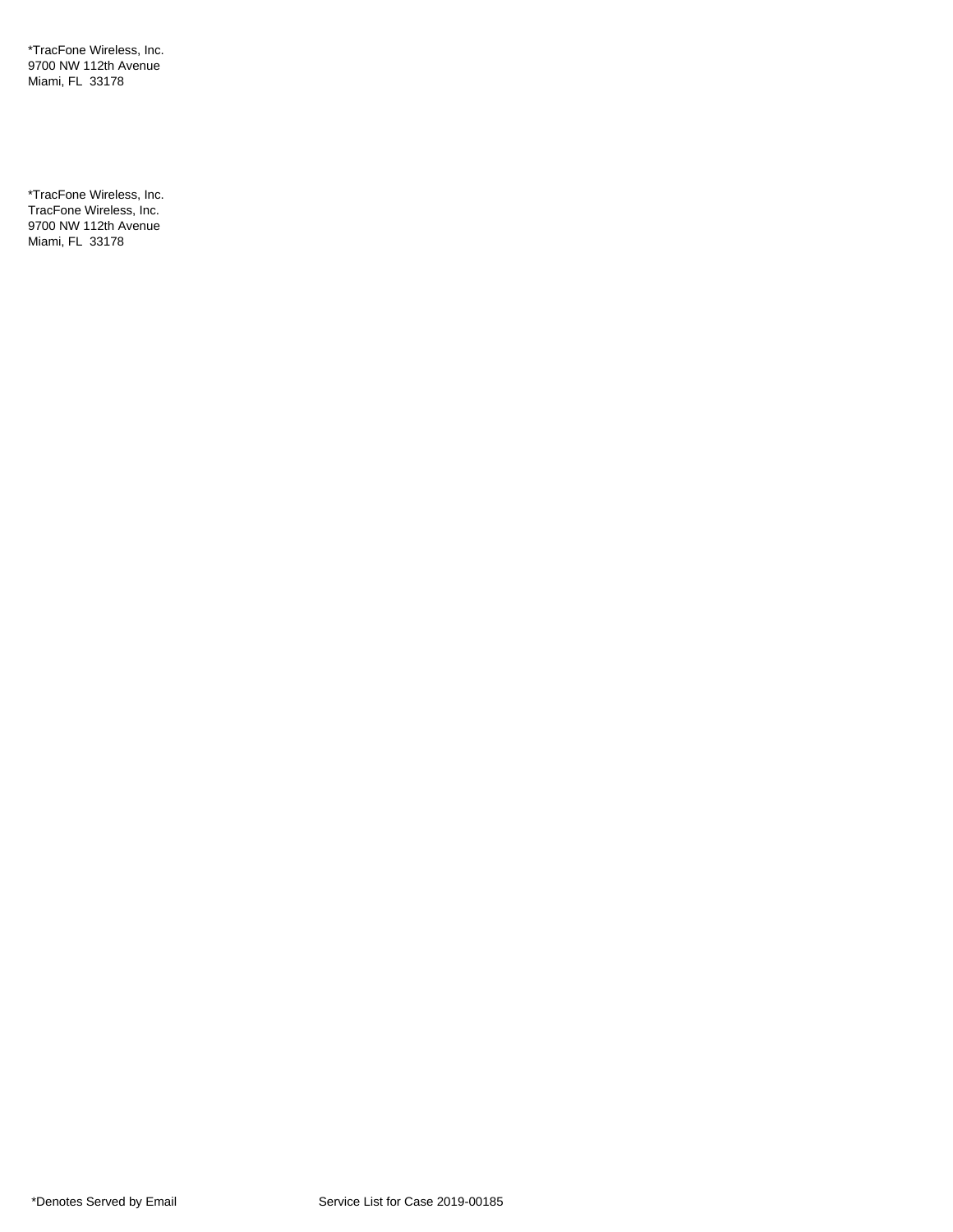*TracFone Wireless, Inc.
9700 NW 112th Avenue
Miami, FL 33178

*TracFone Wireless, Inc.
TracFone Wireless, Inc.
9700 NW 112th Avenue
Miami, FL 33178

*Denotes Served by Email

Service List for Case 2019-00185